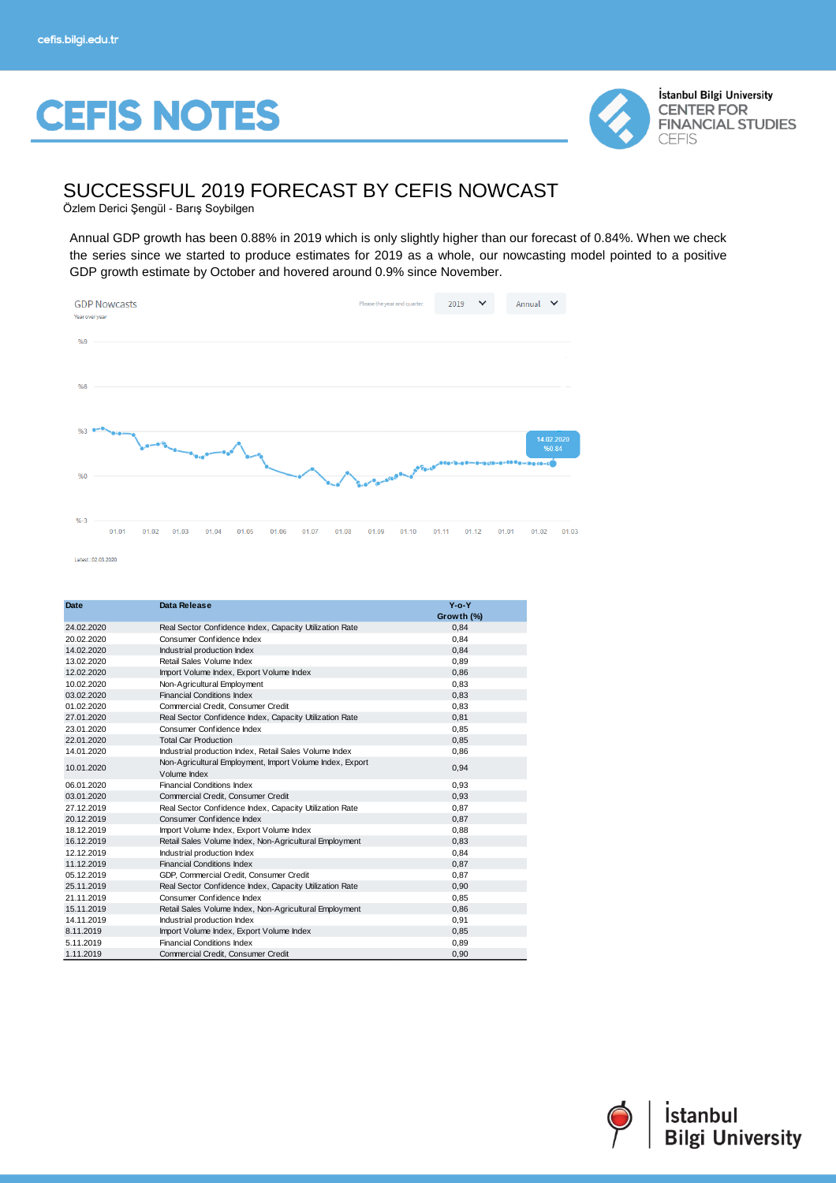# CEFIS NOTES

İstanbul Bilgi University
CENTER FOR FINANCIAL STUDIES
CEFIS

## SUCCESSFUL 2019 FORECAST BY CEFIS NOWCAST

Özlem Derici Şengül - Barış Soybilgen

Annual GDP growth has been 0.88% in 2019 which is only slightly higher than our forecast of 0.84%. When we check the series since we started to produce estimates for 2019 as a whole, our nowcasting model pointed to a positive GDP growth estimate by October and hovered around 0.9% since November.

| Date | Data Release | Y-o-Y Growth (%) |
|---|---|---|
| 24.02.2020 | Real Sector Confidence Index, Capacity Utilization Rate | 0,84 |
| 20.02.2020 | Consumer Confidence Index | 0,84 |
| 14.02.2020 | Industrial production Index | 0,84 |
| 13.02.2020 | Retail Sales Volume Index | 0,89 |
| 12.02.2020 | Import Volume Index, Export Volume Index | 0,86 |
| 10.02.2020 | Non-Agricultural Employment | 0,83 |
| 03.02.2020 | Financial Conditions Index | 0,83 |
| 01.02.2020 | Commercial Credit, Consumer Credit | 0,83 |
| 27.01.2020 | Real Sector Confidence Index, Capacity Utilization Rate | 0,81 |
| 23.01.2020 | Consumer Confidence Index | 0,85 |
| 22.01.2020 | Total Car Production | 0,85 |
| 14.01.2020 | Industrial production Index, Retail Sales Volume Index | 0,86 |
| 10.01.2020 | Non-Agricultural Employment, Import Volume Index, Export Volume Index | 0,94 |
| 06.01.2020 | Financial Conditions Index | 0,93 |
| 03.01.2020 | Commercial Credit, Consumer Credit | 0,93 |
| 27.12.2019 | Real Sector Confidence Index, Capacity Utilization Rate | 0,87 |
| 20.12.2019 | Consumer Confidence Index | 0,87 |
| 18.12.2019 | Import Volume Index, Export Volume Index | 0,88 |
| 16.12.2019 | Retail Sales Volume Index, Non-Agricultural Employment | 0,83 |
| 12.12.2019 | Industrial production Index | 0,84 |
| 11.12.2019 | Financial Conditions Index | 0,87 |
| 05.12.2019 | GDP, Commercial Credit, Consumer Credit | 0,87 |
| 25.11.2019 | Real Sector Confidence Index, Capacity Utilization Rate | 0,90 |
| 21.11.2019 | Consumer Confidence Index | 0,85 |
| 15.11.2019 | Retail Sales Volume Index, Non-Agricultural Employment | 0,86 |
| 14.11.2019 | Industrial production Index | 0,91 |
| 8.11.2019 | Import Volume Index, Export Volume Index | 0,85 |
| 5.11.2019 | Financial Conditions Index | 0,89 |
| 1.11.2019 | Commercial Credit, Consumer Credit | 0,90 |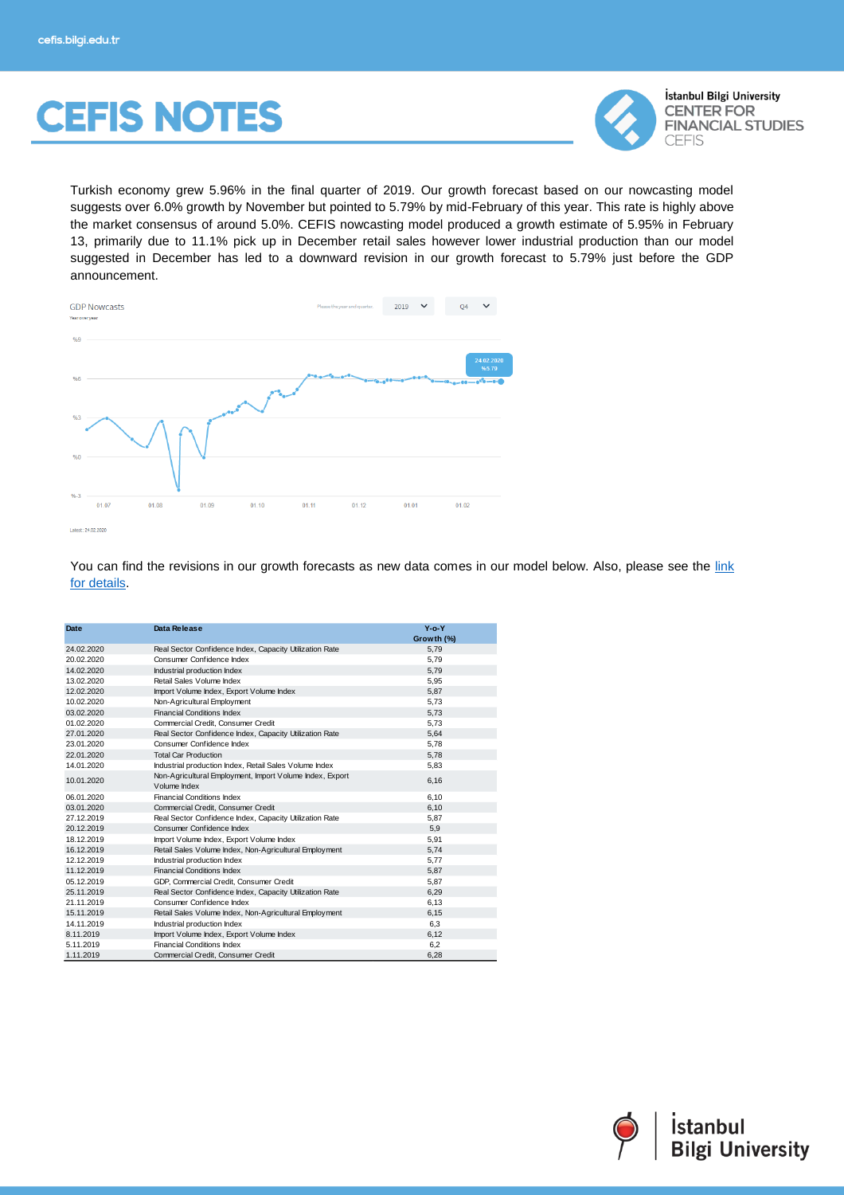# CEFIS NOTES

İstanbul Bilgi University
CENTER FOR FINANCIAL STUDIES
CEFIS

Turkish economy grew 5.96% in the final quarter of 2019. Our growth forecast based on our nowcasting model suggests over 6.0% growth by November but pointed to 5.79% by mid-February of this year. This rate is highly above the market consensus of around 5.0%. CEFIS nowcasting model produced a growth estimate of 5.95% in February 13, primarily due to 11.1% pick up in December retail sales however lower industrial production than our model suggested in December has led to a downward revision in our growth forecast to 5.79% just before the GDP announcement.

GDP Nowcasts
Year over year
Please the year and quarter. 2019 Q4
%9
%6
%3
%0
%-3
24.02.2020
%5.79
01.07 01.08 01.09 01.10 01.11 01.12 01.01 01.02
Latest: 24.02.2020

You can find the revisions in our growth forecasts as new data comes in our model below. Also, please see the link for details.

| Date | Data Release | Y-o-Y Growth (%) |
|---|---|---|
| 24.02.2020 | Real Sector Confidence Index, Capacity Utilization Rate | 5,79 |
| 20.02.2020 | Consumer Confidence Index | 5,79 |
| 14.02.2020 | Industrial production Index | 5,79 |
| 13.02.2020 | Retail Sales Volume Index | 5,95 |
| 12.02.2020 | Import Volume Index, Export Volume Index | 5,87 |
| 10.02.2020 | Non-Agricultural Employment | 5,73 |
| 03.02.2020 | Financial Conditions Index | 5,73 |
| 01.02.2020 | Commercial Credit, Consumer Credit | 5,73 |
| 27.01.2020 | Real Sector Confidence Index, Capacity Utilization Rate | 5,64 |
| 23.01.2020 | Consumer Confidence Index | 5,78 |
| 22.01.2020 | Total Car Production | 5,78 |
| 14.01.2020 | Industrial production Index, Retail Sales Volume Index | 5,83 |
| 10.01.2020 | Non-Agricultural Employment, Import Volume Index, Export Volume Index | 6,16 |
| 06.01.2020 | Financial Conditions Index | 6,10 |
| 03.01.2020 | Commercial Credit, Consumer Credit | 6,10 |
| 27.12.2019 | Real Sector Confidence Index, Capacity Utilization Rate | 5,87 |
| 20.12.2019 | Consumer Confidence Index | 5,9 |
| 18.12.2019 | Import Volume Index, Export Volume Index | 5,91 |
| 16.12.2019 | Retail Sales Volume Index, Non-Agricultural Employment | 5,74 |
| 12.12.2019 | Industrial production Index | 5,77 |
| 11.12.2019 | Financial Conditions Index | 5,87 |
| 05.12.2019 | GDP, Commercial Credit, Consumer Credit | 5,87 |
| 25.11.2019 | Real Sector Confidence Index, Capacity Utilization Rate | 6,29 |
| 21.11.2019 | Consumer Confidence Index | 6,13 |
| 15.11.2019 | Retail Sales Volume Index, Non-Agricultural Employment | 6,15 |
| 14.11.2019 | Industrial production Index | 6,3 |
| 8.11.2019 | Import Volume Index, Export Volume Index | 6,12 |
| 5.11.2019 | Financial Conditions Index | 6,2 |
| 1.11.2019 | Commercial Credit, Consumer Credit | 6,28 |